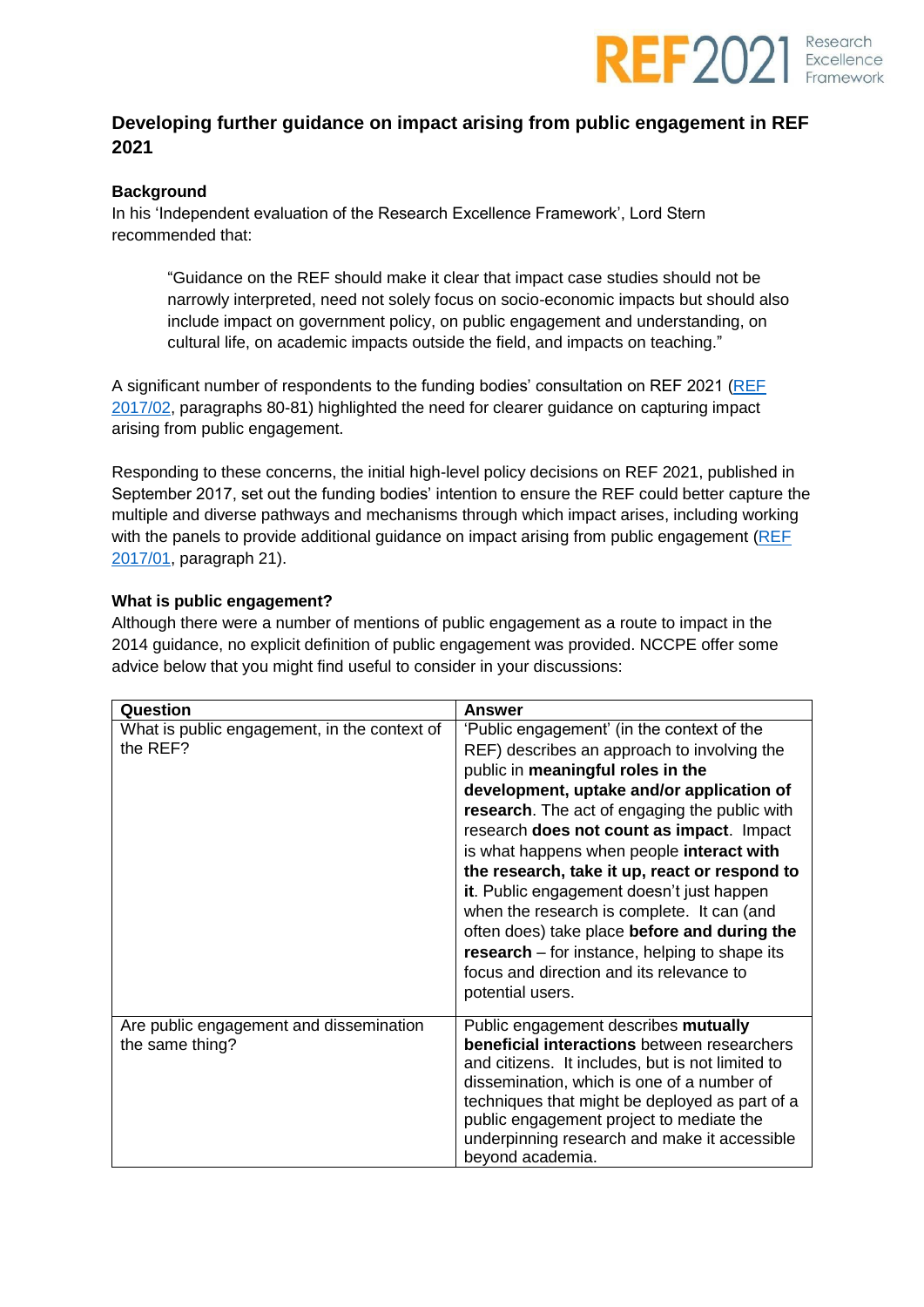## Developing further guidance on impact arising from public engagement in REF 2021

### Background

In his 'Independent evaluation of the Research Excellence Framework', Lord Stern recommended that:

> "Guidance on the REF should make it clear that impact case studies should not be narrowly interpreted, need not solely focus on socio-economic impacts but should also include impact on government policy, on public engagement and understanding, on cultural life, on academic impacts outside the field, and impacts on teaching."

A significant number of respondents to the funding bodies' consultation on REF 2021 (REF 2017/02, paragraphs 80-81) highlighted the need for clearer guidance on capturing impact arising from public engagement.

Responding to these concerns, the initial high-level policy decisions on REF 2021, published in September 2017, set out the funding bodies' intention to ensure the REF could better capture the multiple and diverse pathways and mechanisms through which impact arises, including working with the panels to provide additional guidance on impact arising from public engagement (REF 2017/01, paragraph 21).

### What is public engagement?

Although there were a number of mentions of public engagement as a route to impact in the 2014 guidance, no explicit definition of public engagement was provided. NCCPE offer some advice below that you might find useful to consider in your discussions:

| Question | Answer |
|---|---|
| What is public engagement, in the context of the REF? | 'Public engagement' (in the context of the REF) describes an approach to involving the public in **meaningful roles in the development, uptake and/or application of research**. The act of engaging the public with research **does not count as impact**. Impact is what happens when people **interact with the research, take it up, react or respond to it**. Public engagement doesn't just happen when the research is complete. It can (and often does) take place **before and during the research** – for instance, helping to shape its focus and direction and its relevance to potential users. |
| Are public engagement and dissemination the same thing? | Public engagement describes **mutually beneficial interactions** between researchers and citizens. It includes, but is not limited to dissemination, which is one of a number of techniques that might be deployed as part of a public engagement project to mediate the underpinning research and make it accessible beyond academia. |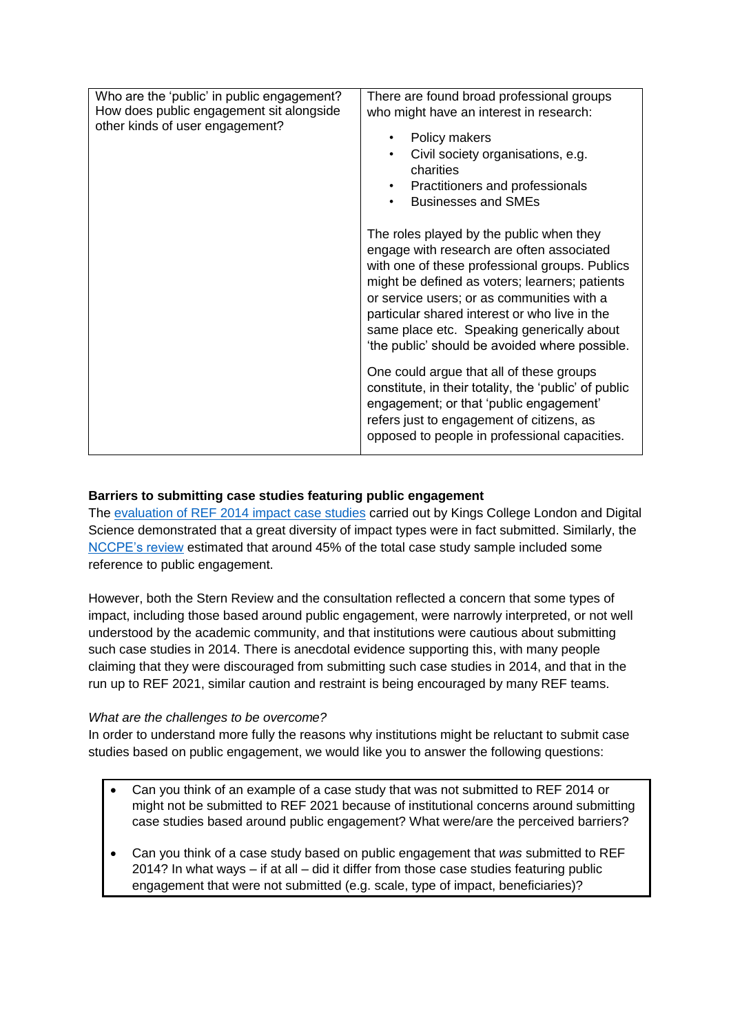| | |
|---|---|
| Who are the 'public' in public engagement? How does public engagement sit alongside other kinds of user engagement? | There are found broad professional groups who might have an interest in research:<br><br>• Policy makers<br>• Civil society organisations, e.g. charities<br>• Practitioners and professionals<br>• Businesses and SMEs<br><br>The roles played by the public when they engage with research are often associated with one of these professional groups. Publics might be defined as voters; learners; patients or service users; or as communities with a particular shared interest or who live in the same place etc. Speaking generically about 'the public' should be avoided where possible.<br><br>One could argue that all of these groups constitute, in their totality, the 'public' of public engagement; or that 'public engagement' refers just to engagement of citizens, as opposed to people in professional capacities. |

**Barriers to submitting case studies featuring public engagement**

The evaluation of REF 2014 impact case studies carried out by Kings College London and Digital Science demonstrated that a great diversity of impact types were in fact submitted. Similarly, the NCCPE's review estimated that around 45% of the total case study sample included some reference to public engagement.

However, both the Stern Review and the consultation reflected a concern that some types of impact, including those based around public engagement, were narrowly interpreted, or not well understood by the academic community, and that institutions were cautious about submitting such case studies in 2014. There is anecdotal evidence supporting this, with many people claiming that they were discouraged from submitting such case studies in 2014, and that in the run up to REF 2021, similar caution and restraint is being encouraged by many REF teams.

*What are the challenges to be overcome?*

In order to understand more fully the reasons why institutions might be reluctant to submit case studies based on public engagement, we would like you to answer the following questions:

- Can you think of an example of a case study that was not submitted to REF 2014 or might not be submitted to REF 2021 because of institutional concerns around submitting case studies based around public engagement? What were/are the perceived barriers?
- Can you think of a case study based on public engagement that *was* submitted to REF 2014? In what ways – if at all – did it differ from those case studies featuring public engagement that were not submitted (e.g. scale, type of impact, beneficiaries)?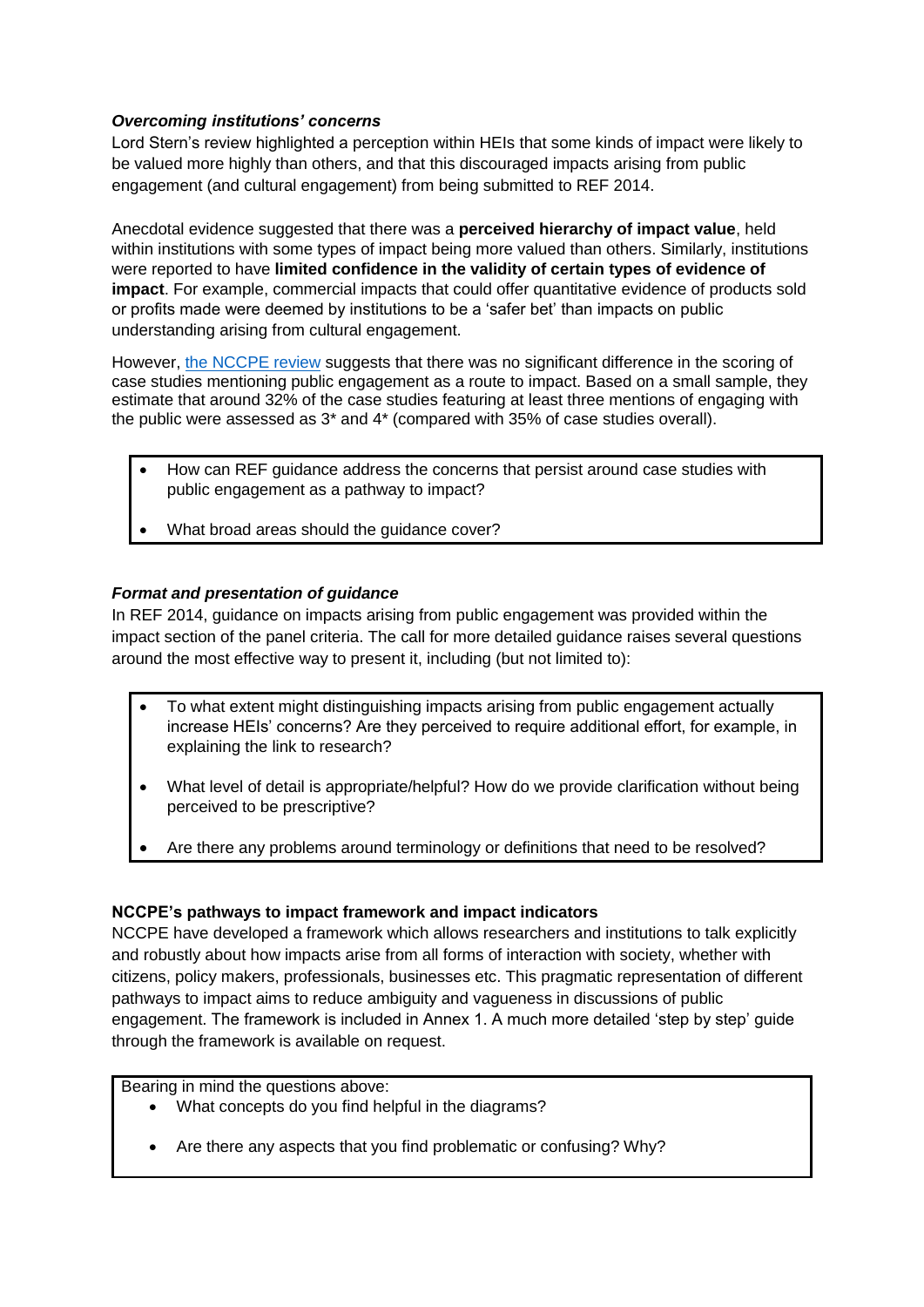***Overcoming institutions' concerns***

Lord Stern's review highlighted a perception within HEIs that some kinds of impact were likely to be valued more highly than others, and that this discouraged impacts arising from public engagement (and cultural engagement) from being submitted to REF 2014.

Anecdotal evidence suggested that there was a **perceived hierarchy of impact value**, held within institutions with some types of impact being more valued than others. Similarly, institutions were reported to have **limited confidence in the validity of certain types of evidence of impact**. For example, commercial impacts that could offer quantitative evidence of products sold or profits made were deemed by institutions to be a 'safer bet' than impacts on public understanding arising from cultural engagement.

However, the NCCPE review suggests that there was no significant difference in the scoring of case studies mentioning public engagement as a route to impact. Based on a small sample, they estimate that around 32% of the case studies featuring at least three mentions of engaging with the public were assessed as 3* and 4* (compared with 35% of case studies overall).

- How can REF guidance address the concerns that persist around case studies with public engagement as a pathway to impact?
- What broad areas should the guidance cover?

***Format and presentation of guidance***

In REF 2014, guidance on impacts arising from public engagement was provided within the impact section of the panel criteria. The call for more detailed guidance raises several questions around the most effective way to present it, including (but not limited to):

- To what extent might distinguishing impacts arising from public engagement actually increase HEIs' concerns? Are they perceived to require additional effort, for example, in explaining the link to research?
- What level of detail is appropriate/helpful? How do we provide clarification without being perceived to be prescriptive?
- Are there any problems around terminology or definitions that need to be resolved?

**NCCPE's pathways to impact framework and impact indicators**

NCCPE have developed a framework which allows researchers and institutions to talk explicitly and robustly about how impacts arise from all forms of interaction with society, whether with citizens, policy makers, professionals, businesses etc. This pragmatic representation of different pathways to impact aims to reduce ambiguity and vagueness in discussions of public engagement. The framework is included in Annex 1. A much more detailed 'step by step' guide through the framework is available on request.

Bearing in mind the questions above:

- What concepts do you find helpful in the diagrams?
- Are there any aspects that you find problematic or confusing? Why?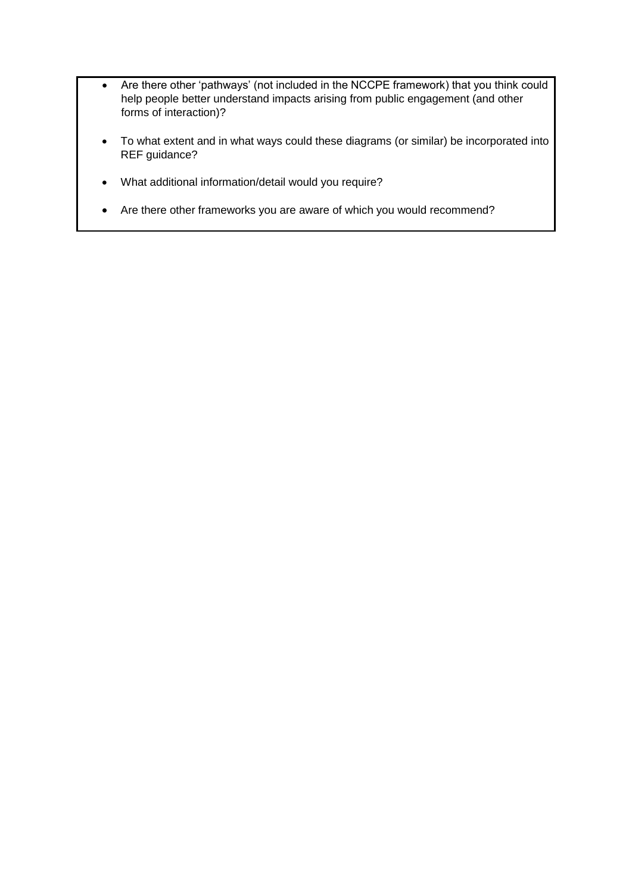- Are there other 'pathways' (not included in the NCCPE framework) that you think could help people better understand impacts arising from public engagement (and other forms of interaction)?
- To what extent and in what ways could these diagrams (or similar) be incorporated into REF guidance?
- What additional information/detail would you require?
- Are there other frameworks you are aware of which you would recommend?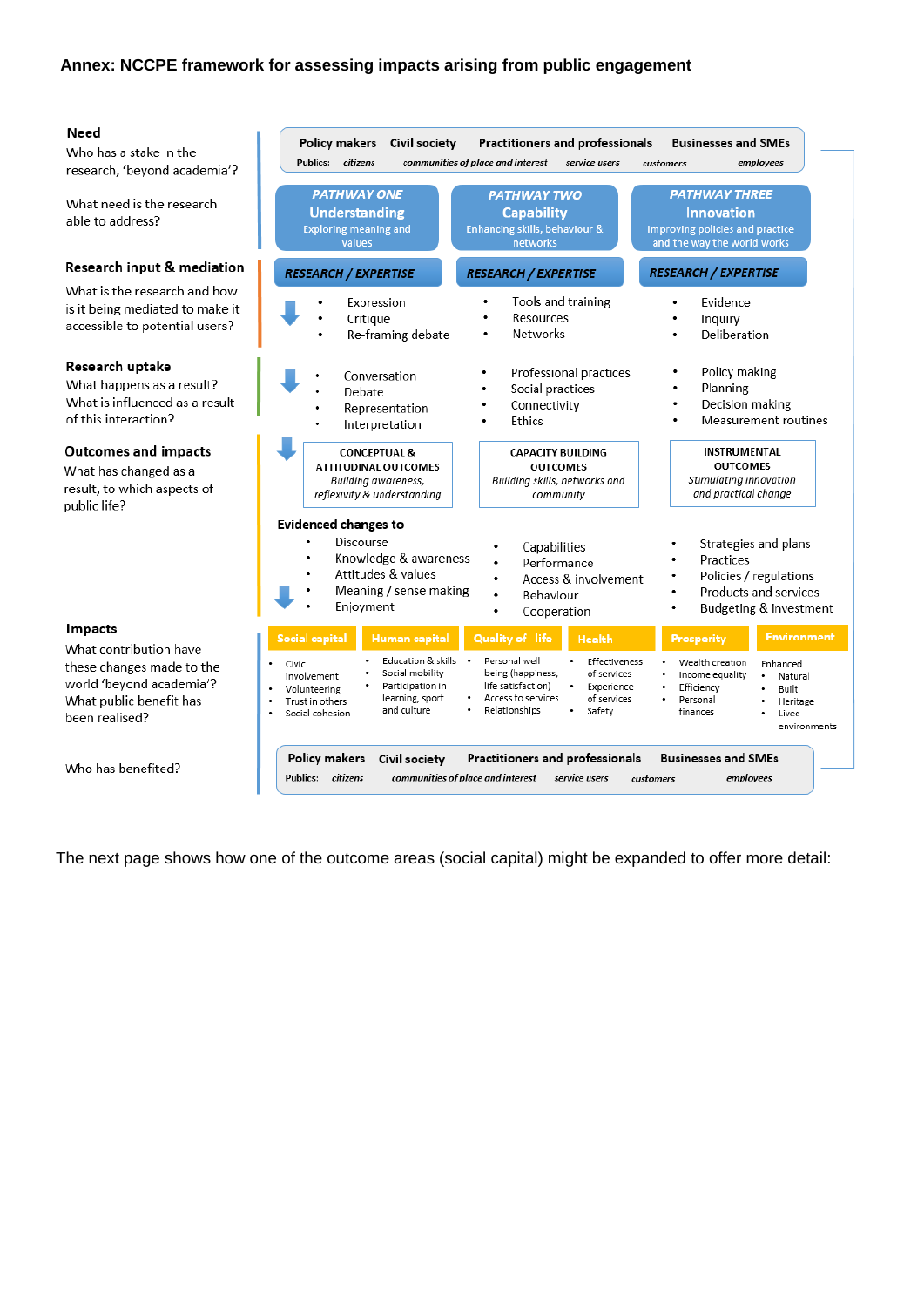### Annex: NCCPE framework for assessing impacts arising from public engagement

**Need**
Who has a stake in the research, 'beyond academia'?

What need is the research able to address?

| Policy makers | Civil society | Practitioners and professionals | Businesses and SMEs |
|---|---|---|---|
| Publics: *citizens* | *communities of place and interest* | *service users* *customers* | *employees* |

| PATHWAY ONE | PATHWAY TWO | PATHWAY THREE |
|---|---|---|
| **Understanding**<br>Exploring meaning and values | **Capability**<br>Enhancing skills, behaviour & networks | **Innovation**<br>Improving policies and practice and the way the world works |

**Research input & mediation**
What is the research and how is it being mediated to make it accessible to potential users?

| RESEARCH / EXPERTISE | RESEARCH / EXPERTISE | RESEARCH / EXPERTISE |
|---|---|---|
| • Expression<br>• Critique<br>• Re-framing debate | • Tools and training<br>• Resources<br>• Networks | • Evidence<br>• Inquiry<br>• Deliberation |

**Research uptake**
What happens as a result? What is influenced as a result of this interaction?

| | | |
|---|---|---|
| • Conversation<br>• Debate<br>• Representation<br>• Interpretation | • Professional practices<br>• Social practices<br>• Connectivity<br>• Ethics | • Policy making<br>• Planning<br>• Decision making<br>• Measurement routines |

**Outcomes and impacts**
What has changed as a result, to which aspects of public life?

| CONCEPTUAL & ATTITUDINAL OUTCOMES | CAPACITY BUILDING OUTCOMES | INSTRUMENTAL OUTCOMES |
|---|---|---|
| *Building awareness, reflexivity & understanding* | *Building skills, networks and community* | *Stimulating innovation and practical change* |

**Evidenced changes to**

| | | |
|---|---|---|
| • Discourse<br>• Knowledge & awareness<br>• Attitudes & values<br>• Meaning / sense making<br>• Enjoyment | • Capabilities<br>• Performance<br>• Access & involvement<br>• Behaviour<br>• Cooperation | • Strategies and plans<br>• Practices<br>• Policies / regulations<br>• Products and services<br>• Budgeting & investment |

**Impacts**
What contribution have these changes made to the world 'beyond academia'? What public benefit has been realised?

| Social capital | Human capital | Quality of life | Health | Prosperity | Environment |
|---|---|---|---|---|---|
| • Civic involvement<br>• Volunteering<br>• Trust in others<br>• Social cohesion | • Education & skills<br>• Social mobility<br>• Participation in learning, sport and culture | • Personal well being (happiness, life satisfaction)<br>• Access to services<br>• Relationships | • Effectiveness of services<br>• Experience of services<br>• Safety | • Wealth creation<br>• Income equality<br>• Efficiency<br>• Personal finances | Enhanced<br>• Natural<br>• Built<br>• Heritage<br>• Lived environments |

Who has benefited?

| Policy makers | Civil society | Practitioners and professionals | Businesses and SMEs |
|---|---|---|---|
| Publics: *citizens* | *communities of place and interest* | *service users* *customers* | *employees* |

The next page shows how one of the outcome areas (social capital) might be expanded to offer more detail: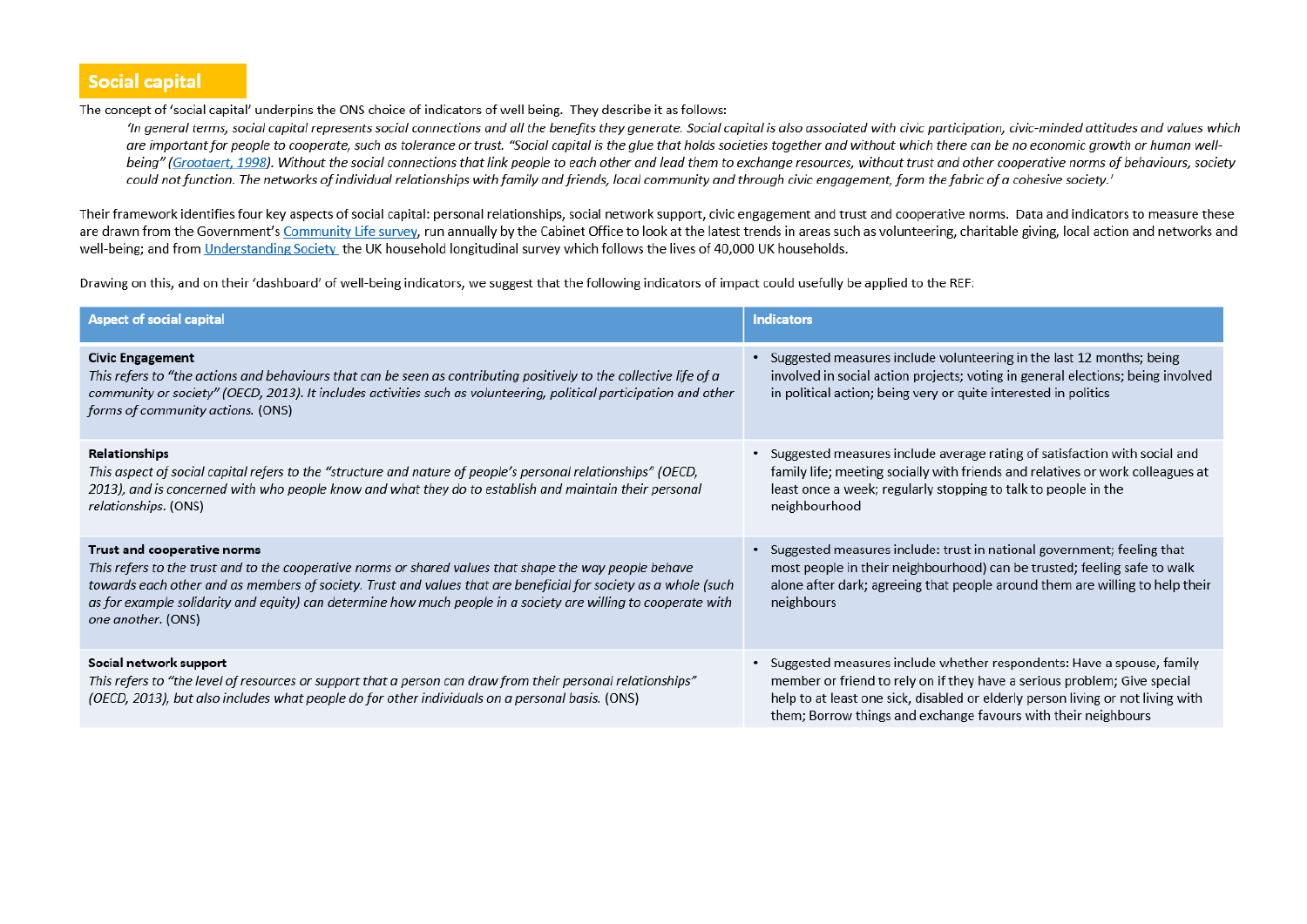## Social capital

The concept of 'social capital' underpins the ONS choice of indicators of well being. They describe it as follows:

> *'In general terms, social capital represents social connections and all the benefits they generate. Social capital is also associated with civic participation, civic-minded attitudes and values which are important for people to cooperate, such as tolerance or trust. "Social capital is the glue that holds societies together and without which there can be no economic growth or human well-being" (Grootaert, 1998). Without the social connections that link people to each other and lead them to exchange resources, without trust and other cooperative norms of behaviours, society could not function. The networks of individual relationships with family and friends, local community and through civic engagement, form the fabric of a cohesive society.'*

Their framework identifies four key aspects of social capital: personal relationships, social network support, civic engagement and trust and cooperative norms. Data and indicators to measure these are drawn from the Government's Community Life survey, run annually by the Cabinet Office to look at the latest trends in areas such as volunteering, charitable giving, local action and networks and well-being; and from Understanding Society the UK household longitudinal survey which follows the lives of 40,000 UK households.

Drawing on this, and on their 'dashboard' of well-being indicators, we suggest that the following indicators of impact could usefully be applied to the REF:

| Aspect of social capital | Indicators |
|---|---|
| **Civic Engagement**<br>*This refers to "the actions and behaviours that can be seen as contributing positively to the collective life of a community or society" (OECD, 2013). It includes activities such as volunteering, political participation and other forms of community actions.* (ONS) | • Suggested measures include volunteering in the last 12 months; being involved in social action projects; voting in general elections; being involved in political action; being very or quite interested in politics |
| **Relationships**<br>*This aspect of social capital refers to the "structure and nature of people's personal relationships" (OECD, 2013), and is concerned with who people know and what they do to establish and maintain their personal relationships.* (ONS) | • Suggested measures include average rating of satisfaction with social and family life; meeting socially with friends and relatives or work colleagues at least once a week; regularly stopping to talk to people in the neighbourhood |
| **Trust and cooperative norms**<br>*This refers to the trust and to the cooperative norms or shared values that shape the way people behave towards each other and as members of society. Trust and values that are beneficial for society as a whole (such as for example solidarity and equity) can determine how much people in a society are willing to cooperate with one another.* (ONS) | • Suggested measures include: trust in national government; feeling that most people in their neighbourhood) can be trusted; feeling safe to walk alone after dark; agreeing that people around them are willing to help their neighbours |
| **Social network support**<br>*This refers to "the level of resources or support that a person can draw from their personal relationships" (OECD, 2013), but also includes what people do for other individuals on a personal basis.* (ONS) | • Suggested measures include whether respondents: Have a spouse, family member or friend to rely on if they have a serious problem; Give special help to at least one sick, disabled or elderly person living or not living with them; Borrow things and exchange favours with their neighbours |